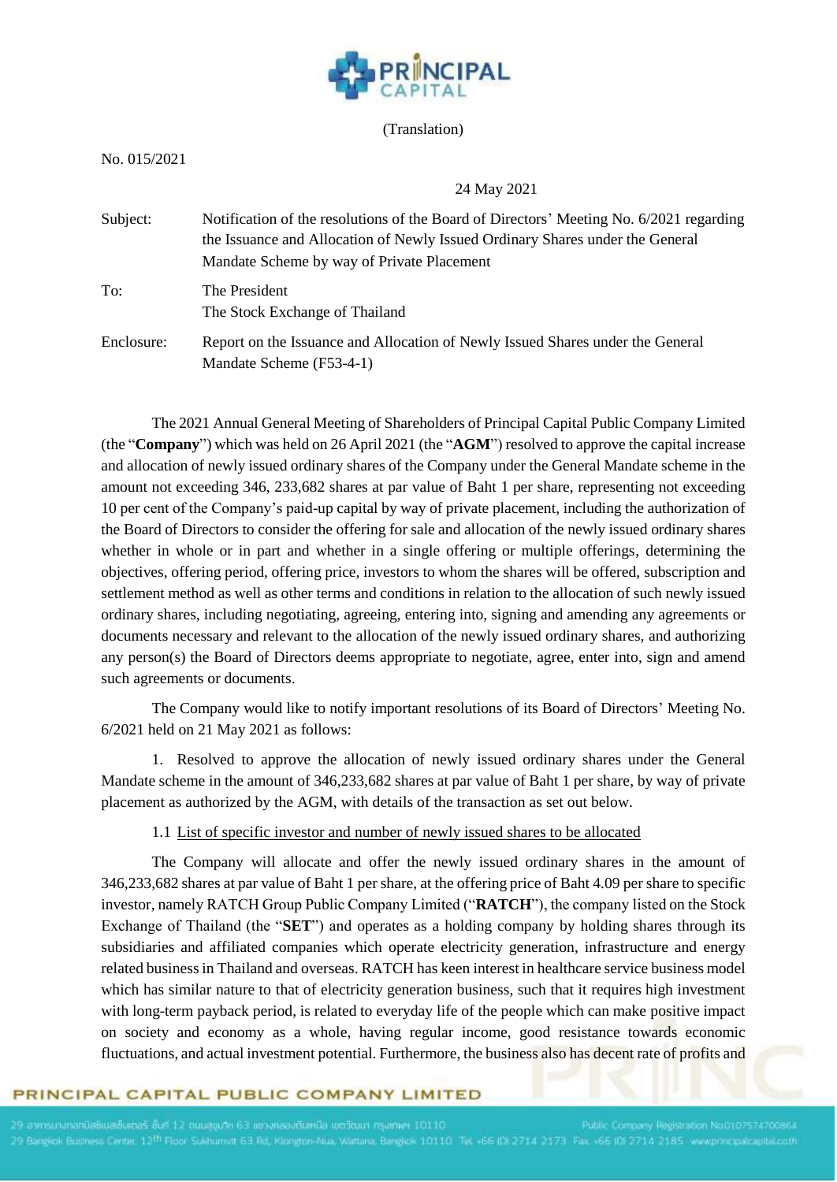(Translation)

No. 015/2021

24 May 2021

Subject: Notification of the resolutions of the Board of Directors' Meeting No. 6/2021 regarding the Issuance and Allocation of Newly Issued Ordinary Shares under the General Mandate Scheme by way of Private Placement

To: The President
The Stock Exchange of Thailand

Enclosure: Report on the Issuance and Allocation of Newly Issued Shares under the General Mandate Scheme (F53-4-1)

The 2021 Annual General Meeting of Shareholders of Principal Capital Public Company Limited (the "**Company**") which was held on 26 April 2021 (the "**AGM**") resolved to approve the capital increase and allocation of newly issued ordinary shares of the Company under the General Mandate scheme in the amount not exceeding 346, 233,682 shares at par value of Baht 1 per share, representing not exceeding 10 per cent of the Company's paid-up capital by way of private placement, including the authorization of the Board of Directors to consider the offering for sale and allocation of the newly issued ordinary shares whether in whole or in part and whether in a single offering or multiple offerings, determining the objectives, offering period, offering price, investors to whom the shares will be offered, subscription and settlement method as well as other terms and conditions in relation to the allocation of such newly issued ordinary shares, including negotiating, agreeing, entering into, signing and amending any agreements or documents necessary and relevant to the allocation of the newly issued ordinary shares, and authorizing any person(s) the Board of Directors deems appropriate to negotiate, agree, enter into, sign and amend such agreements or documents.

The Company would like to notify important resolutions of its Board of Directors' Meeting No. 6/2021 held on 21 May 2021 as follows:

1. Resolved to approve the allocation of newly issued ordinary shares under the General Mandate scheme in the amount of 346,233,682 shares at par value of Baht 1 per share, by way of private placement as authorized by the AGM, with details of the transaction as set out below.

1.1 List of specific investor and number of newly issued shares to be allocated

The Company will allocate and offer the newly issued ordinary shares in the amount of 346,233,682 shares at par value of Baht 1 per share, at the offering price of Baht 4.09 per share to specific investor, namely RATCH Group Public Company Limited ("**RATCH**"), the company listed on the Stock Exchange of Thailand (the "**SET**") and operates as a holding company by holding shares through its subsidiaries and affiliated companies which operate electricity generation, infrastructure and energy related business in Thailand and overseas. RATCH has keen interest in healthcare service business model which has similar nature to that of electricity generation business, such that it requires high investment with long-term payback period, is related to everyday life of the people which can make positive impact on society and economy as a whole, having regular income, good resistance towards economic fluctuations, and actual investment potential. Furthermore, the business also has decent rate of profits and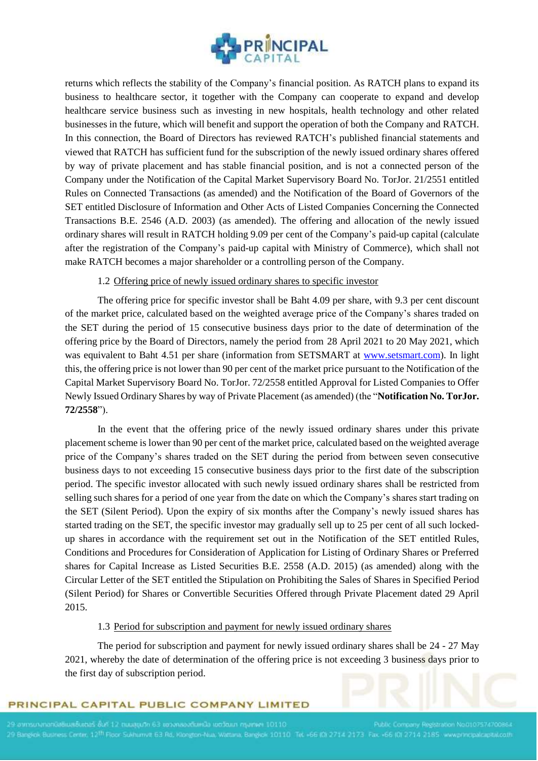returns which reflects the stability of the Company's financial position. As RATCH plans to expand its business to healthcare sector, it together with the Company can cooperate to expand and develop healthcare service business such as investing in new hospitals, health technology and other related businesses in the future, which will benefit and support the operation of both the Company and RATCH. In this connection, the Board of Directors has reviewed RATCH's published financial statements and viewed that RATCH has sufficient fund for the subscription of the newly issued ordinary shares offered by way of private placement and has stable financial position, and is not a connected person of the Company under the Notification of the Capital Market Supervisory Board No. TorJor. 21/2551 entitled Rules on Connected Transactions (as amended) and the Notification of the Board of Governors of the SET entitled Disclosure of Information and Other Acts of Listed Companies Concerning the Connected Transactions B.E. 2546 (A.D. 2003) (as amended). The offering and allocation of the newly issued ordinary shares will result in RATCH holding 9.09 per cent of the Company's paid-up capital (calculate after the registration of the Company's paid-up capital with Ministry of Commerce), which shall not make RATCH becomes a major shareholder or a controlling person of the Company.

1.2 Offering price of newly issued ordinary shares to specific investor

The offering price for specific investor shall be Baht 4.09 per share, with 9.3 per cent discount of the market price, calculated based on the weighted average price of the Company's shares traded on the SET during the period of 15 consecutive business days prior to the date of determination of the offering price by the Board of Directors, namely the period from 28 April 2021 to 20 May 2021, which was equivalent to Baht 4.51 per share (information from SETSMART at www.setsmart.com). In light this, the offering price is not lower than 90 per cent of the market price pursuant to the Notification of the Capital Market Supervisory Board No. TorJor. 72/2558 entitled Approval for Listed Companies to Offer Newly Issued Ordinary Shares by way of Private Placement (as amended) (the "**Notification No. TorJor. 72/2558**").

In the event that the offering price of the newly issued ordinary shares under this private placement scheme is lower than 90 per cent of the market price, calculated based on the weighted average price of the Company's shares traded on the SET during the period from between seven consecutive business days to not exceeding 15 consecutive business days prior to the first date of the subscription period. The specific investor allocated with such newly issued ordinary shares shall be restricted from selling such shares for a period of one year from the date on which the Company's shares start trading on the SET (Silent Period). Upon the expiry of six months after the Company's newly issued shares has started trading on the SET, the specific investor may gradually sell up to 25 per cent of all such locked-up shares in accordance with the requirement set out in the Notification of the SET entitled Rules, Conditions and Procedures for Consideration of Application for Listing of Ordinary Shares or Preferred shares for Capital Increase as Listed Securities B.E. 2558 (A.D. 2015) (as amended) along with the Circular Letter of the SET entitled the Stipulation on Prohibiting the Sales of Shares in Specified Period (Silent Period) for Shares or Convertible Securities Offered through Private Placement dated 29 April 2015.

1.3 Period for subscription and payment for newly issued ordinary shares

The period for subscription and payment for newly issued ordinary shares shall be 24 - 27 May 2021, whereby the date of determination of the offering price is not exceeding 3 business days prior to the first day of subscription period.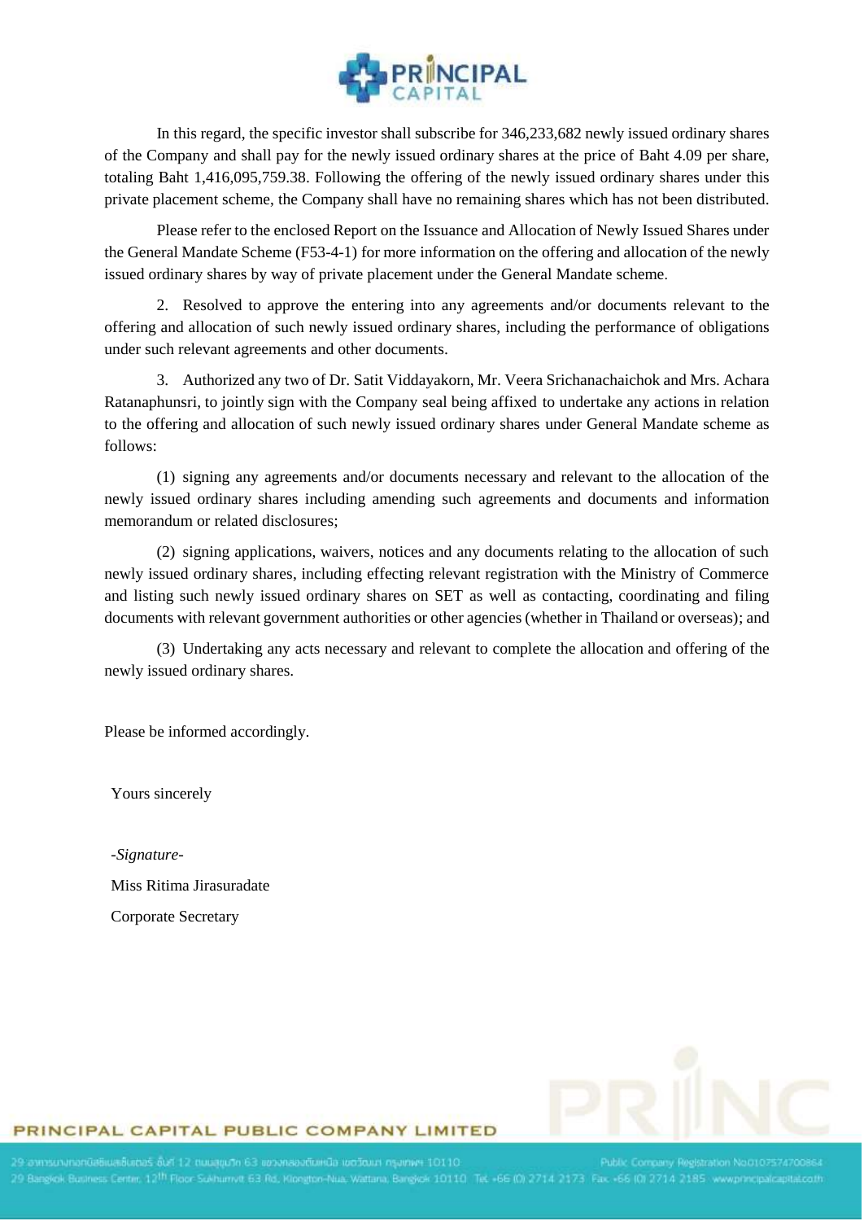In this regard, the specific investor shall subscribe for 346,233,682 newly issued ordinary shares of the Company and shall pay for the newly issued ordinary shares at the price of Baht 4.09 per share, totaling Baht 1,416,095,759.38. Following the offering of the newly issued ordinary shares under this private placement scheme, the Company shall have no remaining shares which has not been distributed.

Please refer to the enclosed Report on the Issuance and Allocation of Newly Issued Shares under the General Mandate Scheme (F53-4-1) for more information on the offering and allocation of the newly issued ordinary shares by way of private placement under the General Mandate scheme.

2. Resolved to approve the entering into any agreements and/or documents relevant to the offering and allocation of such newly issued ordinary shares, including the performance of obligations under such relevant agreements and other documents.

3. Authorized any two of Dr. Satit Viddayakorn, Mr. Veera Srichanachaichok and Mrs. Achara Ratanaphunsri, to jointly sign with the Company seal being affixed to undertake any actions in relation to the offering and allocation of such newly issued ordinary shares under General Mandate scheme as follows:

(1) signing any agreements and/or documents necessary and relevant to the allocation of the newly issued ordinary shares including amending such agreements and documents and information memorandum or related disclosures;

(2) signing applications, waivers, notices and any documents relating to the allocation of such newly issued ordinary shares, including effecting relevant registration with the Ministry of Commerce and listing such newly issued ordinary shares on SET as well as contacting, coordinating and filing documents with relevant government authorities or other agencies (whether in Thailand or overseas); and

(3) Undertaking any acts necessary and relevant to complete the allocation and offering of the newly issued ordinary shares.

Please be informed accordingly.

Yours sincerely

*-Signature-*

Miss Ritima Jirasuradate

Corporate Secretary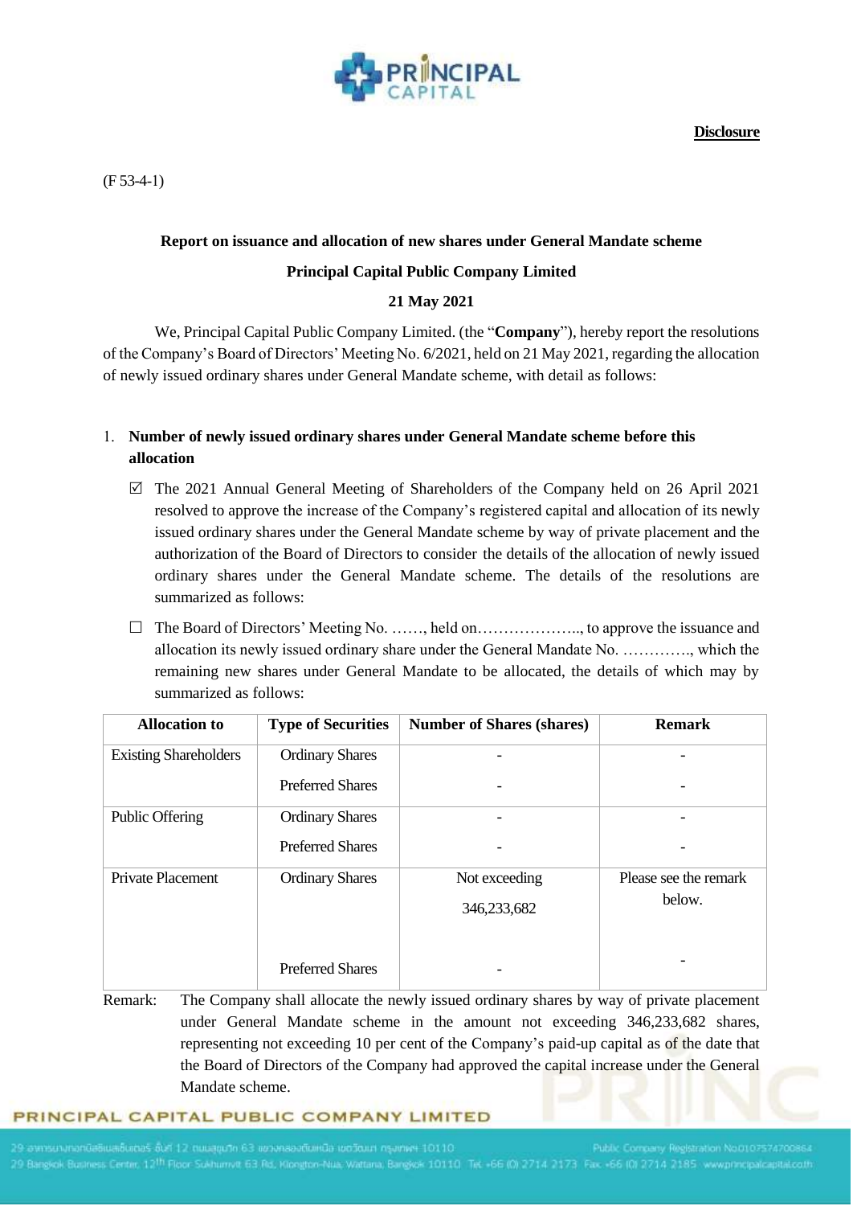**Disclosure**

(F 53-4-1)

**Report on issuance and allocation of new shares under General Mandate scheme**

**Principal Capital Public Company Limited**

**21 May 2021**

We, Principal Capital Public Company Limited. (the "**Company**"), hereby report the resolutions of the Company's Board of Directors' Meeting No. 6/2021, held on 21 May 2021, regarding the allocation of newly issued ordinary shares under General Mandate scheme, with detail as follows:

1. **Number of newly issued ordinary shares under General Mandate scheme before this allocation**

   ☑ The 2021 Annual General Meeting of Shareholders of the Company held on 26 April 2021 resolved to approve the increase of the Company's registered capital and allocation of its newly issued ordinary shares under the General Mandate scheme by way of private placement and the authorization of the Board of Directors to consider the details of the allocation of newly issued ordinary shares under the General Mandate scheme. The details of the resolutions are summarized as follows:

   ☐ The Board of Directors' Meeting No. ……, held on……………….., to approve the issuance and allocation its newly issued ordinary share under the General Mandate No. …………., which the remaining new shares under General Mandate to be allocated, the details of which may by summarized as follows:

| Allocation to | Type of Securities | Number of Shares (shares) | Remark |
|---|---|---|---|
| Existing Shareholders | Ordinary Shares | - | - |
| | Preferred Shares | - | - |
| Public Offering | Ordinary Shares | - | - |
| | Preferred Shares | - | - |
| Private Placement | Ordinary Shares | Not exceeding 346,233,682 | Please see the remark below. |
| | Preferred Shares | - | - |

Remark: The Company shall allocate the newly issued ordinary shares by way of private placement under General Mandate scheme in the amount not exceeding 346,233,682 shares, representing not exceeding 10 per cent of the Company's paid-up capital as of the date that the Board of Directors of the Company had approved the capital increase under the General Mandate scheme.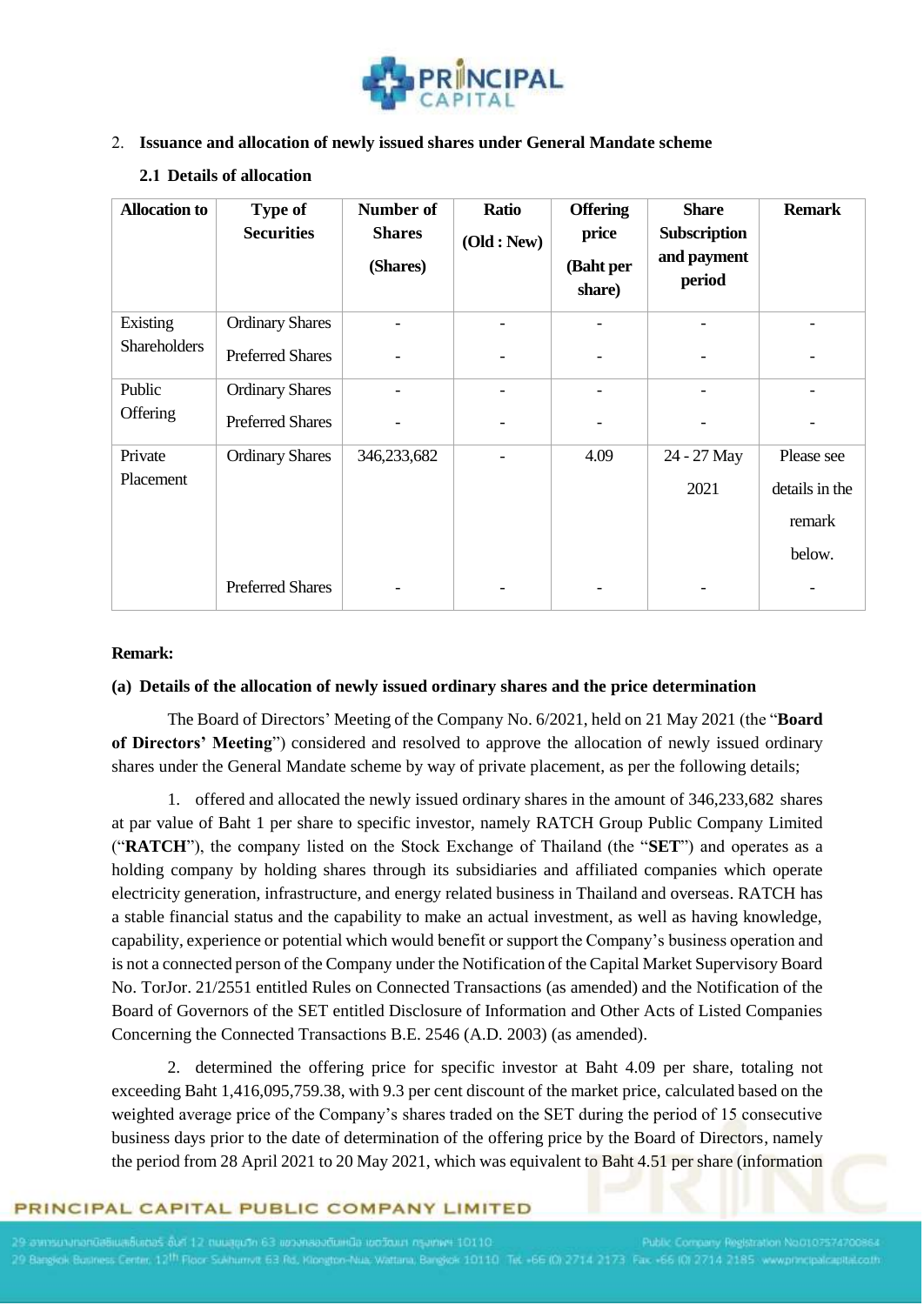2. **Issuance and allocation of newly issued shares under General Mandate scheme**

**2.1 Details of allocation**

| Allocation to | Type of Securities | Number of Shares (Shares) | Ratio (Old : New) | Offering price (Baht per share) | Share Subscription and payment period | Remark |
|---|---|---|---|---|---|---|
| Existing Shareholders | Ordinary Shares | - | - | - | - | - |
| | Preferred Shares | - | - | - | - | - |
| Public Offering | Ordinary Shares | - | - | - | - | - |
| | Preferred Shares | - | - | - | - | - |
| Private Placement | Ordinary Shares | 346,233,682 | - | 4.09 | 24 - 27 May 2021 | Please see details in the remark below. |
| | Preferred Shares | - | - | - | - | - |

**Remark:**

**(a) Details of the allocation of newly issued ordinary shares and the price determination**

The Board of Directors' Meeting of the Company No. 6/2021, held on 21 May 2021 (the "**Board of Directors' Meeting**") considered and resolved to approve the allocation of newly issued ordinary shares under the General Mandate scheme by way of private placement, as per the following details;

1. offered and allocated the newly issued ordinary shares in the amount of 346,233,682 shares at par value of Baht 1 per share to specific investor, namely RATCH Group Public Company Limited ("**RATCH**"), the company listed on the Stock Exchange of Thailand (the "**SET**") and operates as a holding company by holding shares through its subsidiaries and affiliated companies which operate electricity generation, infrastructure, and energy related business in Thailand and overseas. RATCH has a stable financial status and the capability to make an actual investment, as well as having knowledge, capability, experience or potential which would benefit or support the Company's business operation and is not a connected person of the Company under the Notification of the Capital Market Supervisory Board No. TorJor. 21/2551 entitled Rules on Connected Transactions (as amended) and the Notification of the Board of Governors of the SET entitled Disclosure of Information and Other Acts of Listed Companies Concerning the Connected Transactions B.E. 2546 (A.D. 2003) (as amended).

2. determined the offering price for specific investor at Baht 4.09 per share, totaling not exceeding Baht 1,416,095,759.38, with 9.3 per cent discount of the market price, calculated based on the weighted average price of the Company's shares traded on the SET during the period of 15 consecutive business days prior to the date of determination of the offering price by the Board of Directors, namely the period from 28 April 2021 to 20 May 2021, which was equivalent to Baht 4.51 per share (information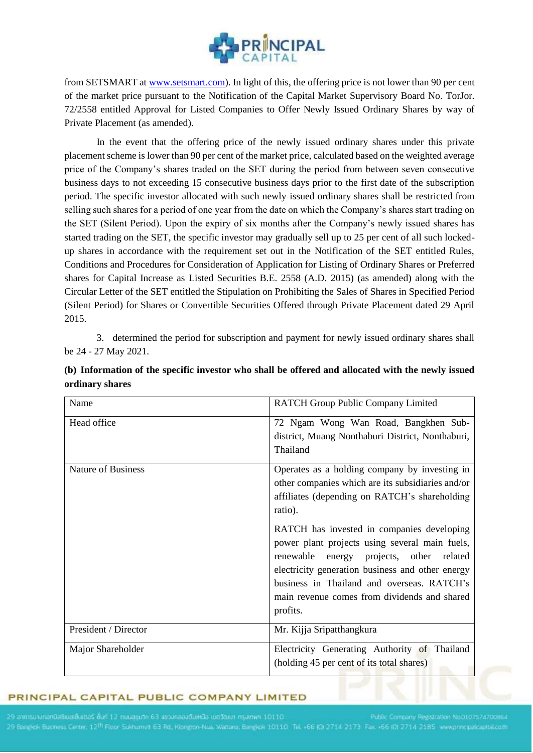from SETSMART at www.setsmart.com). In light of this, the offering price is not lower than 90 per cent of the market price pursuant to the Notification of the Capital Market Supervisory Board No. TorJor. 72/2558 entitled Approval for Listed Companies to Offer Newly Issued Ordinary Shares by way of Private Placement (as amended).

In the event that the offering price of the newly issued ordinary shares under this private placement scheme is lower than 90 per cent of the market price, calculated based on the weighted average price of the Company's shares traded on the SET during the period from between seven consecutive business days to not exceeding 15 consecutive business days prior to the first date of the subscription period. The specific investor allocated with such newly issued ordinary shares shall be restricted from selling such shares for a period of one year from the date on which the Company's shares start trading on the SET (Silent Period). Upon the expiry of six months after the Company's newly issued shares has started trading on the SET, the specific investor may gradually sell up to 25 per cent of all such locked-up shares in accordance with the requirement set out in the Notification of the SET entitled Rules, Conditions and Procedures for Consideration of Application for Listing of Ordinary Shares or Preferred shares for Capital Increase as Listed Securities B.E. 2558 (A.D. 2015) (as amended) along with the Circular Letter of the SET entitled the Stipulation on Prohibiting the Sales of Shares in Specified Period (Silent Period) for Shares or Convertible Securities Offered through Private Placement dated 29 April 2015.

3. determined the period for subscription and payment for newly issued ordinary shares shall be 24 - 27 May 2021.

**(b) Information of the specific investor who shall be offered and allocated with the newly issued ordinary shares**

| Name | RATCH Group Public Company Limited |
|---|---|
| Head office | 72 Ngam Wong Wan Road, Bangkhen Sub-district, Muang Nonthaburi District, Nonthaburi, Thailand |
| Nature of Business | Operates as a holding company by investing in other companies which are its subsidiaries and/or affiliates (depending on RATCH's shareholding ratio).<br><br>RATCH has invested in companies developing power plant projects using several main fuels, renewable energy projects, other related electricity generation business and other energy business in Thailand and overseas. RATCH's main revenue comes from dividends and shared profits. |
| President / Director | Mr. Kijja Sripatthangkura |
| Major Shareholder | Electricity Generating Authority of Thailand (holding 45 per cent of its total shares) |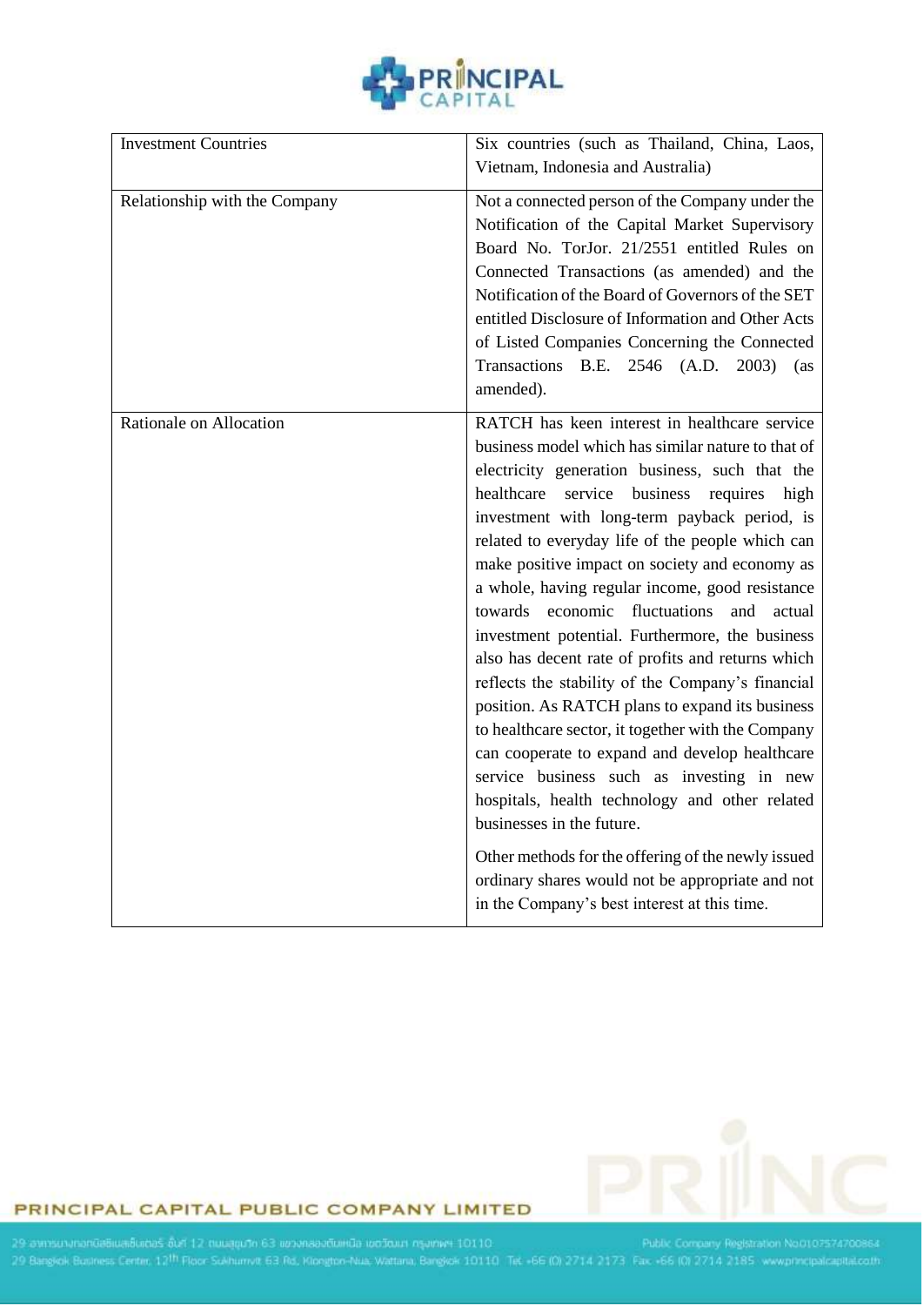| | |
|---|---|
| Investment Countries | Six countries (such as Thailand, China, Laos, Vietnam, Indonesia and Australia) |
| Relationship with the Company | Not a connected person of the Company under the Notification of the Capital Market Supervisory Board No. TorJor. 21/2551 entitled Rules on Connected Transactions (as amended) and the Notification of the Board of Governors of the SET entitled Disclosure of Information and Other Acts of Listed Companies Concerning the Connected Transactions B.E. 2546 (A.D. 2003) (as amended). |
| Rationale on Allocation | RATCH has keen interest in healthcare service business model which has similar nature to that of electricity generation business, such that the healthcare service business requires high investment with long-term payback period, is related to everyday life of the people which can make positive impact on society and economy as a whole, having regular income, good resistance towards economic fluctuations and actual investment potential. Furthermore, the business also has decent rate of profits and returns which reflects the stability of the Company's financial position. As RATCH plans to expand its business to healthcare sector, it together with the Company can cooperate to expand and develop healthcare service business such as investing in new hospitals, health technology and other related businesses in the future.<br><br>Other methods for the offering of the newly issued ordinary shares would not be appropriate and not in the Company's best interest at this time. |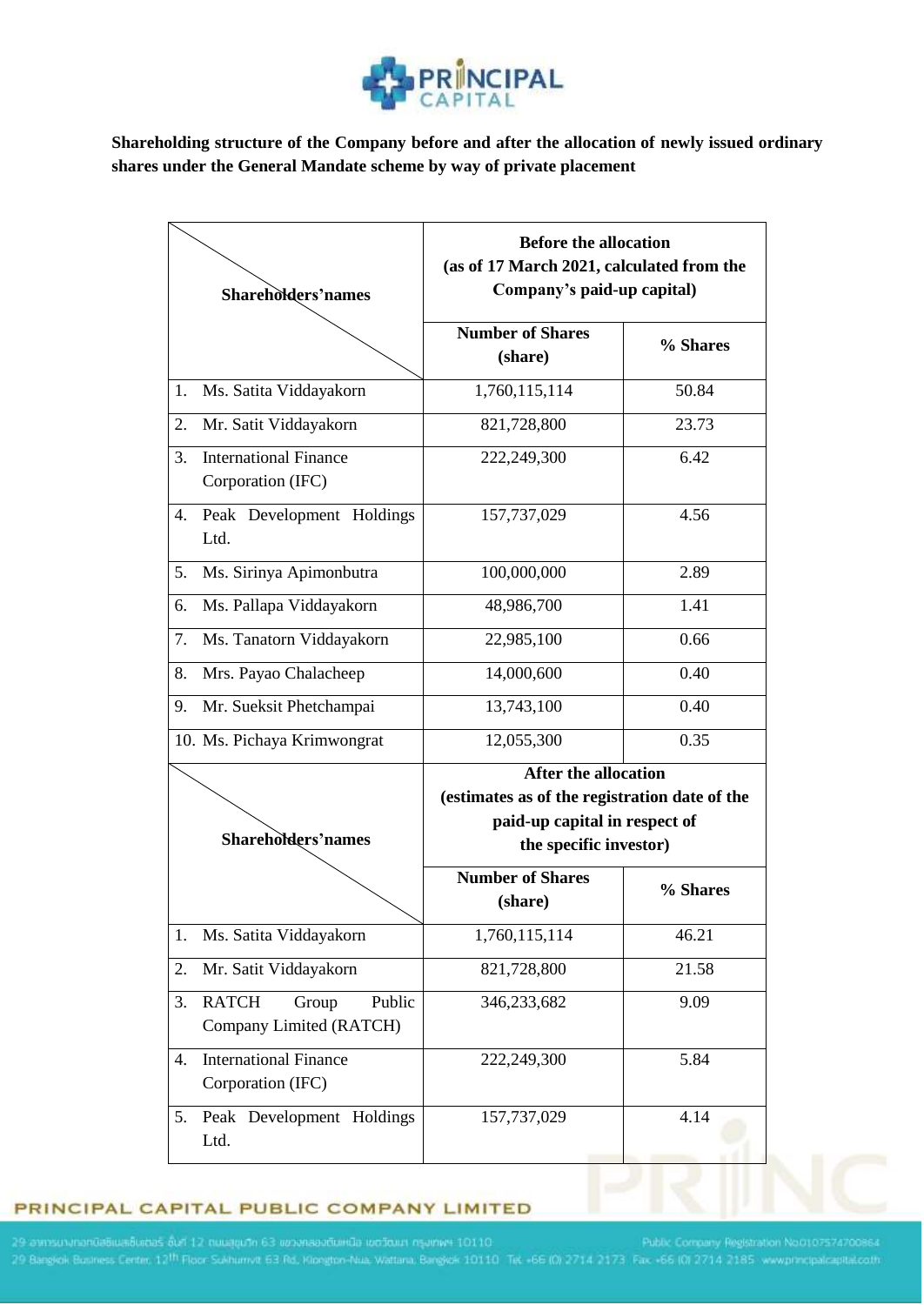**Shareholding structure of the Company before and after the allocation of newly issued ordinary shares under the General Mandate scheme by way of private placement**

| Shareholders'names | Before the allocation (as of 17 March 2021, calculated from the Company's paid-up capital) | |
|---|---|---|
| | Number of Shares (share) | % Shares |
| 1. Ms. Satita Viddayakorn | 1,760,115,114 | 50.84 |
| 2. Mr. Satit Viddayakorn | 821,728,800 | 23.73 |
| 3. International Finance Corporation (IFC) | 222,249,300 | 6.42 |
| 4. Peak Development Holdings Ltd. | 157,737,029 | 4.56 |
| 5. Ms. Sirinya Apimonbutra | 100,000,000 | 2.89 |
| 6. Ms. Pallapa Viddayakorn | 48,986,700 | 1.41 |
| 7. Ms. Tanatorn Viddayakorn | 22,985,100 | 0.66 |
| 8. Mrs. Payao Chalacheep | 14,000,600 | 0.40 |
| 9. Mr. Sueksit Phetchampai | 13,743,100 | 0.40 |
| 10. Ms. Pichaya Krimwongrat | 12,055,300 | 0.35 |

| Shareholders'names | After the allocation (estimates as of the registration date of the paid-up capital in respect of the specific investor) | |
|---|---|---|
| | Number of Shares (share) | % Shares |
| 1. Ms. Satita Viddayakorn | 1,760,115,114 | 46.21 |
| 2. Mr. Satit Viddayakorn | 821,728,800 | 21.58 |
| 3. RATCH Group Public Company Limited (RATCH) | 346,233,682 | 9.09 |
| 4. International Finance Corporation (IFC) | 222,249,300 | 5.84 |
| 5. Peak Development Holdings Ltd. | 157,737,029 | 4.14 |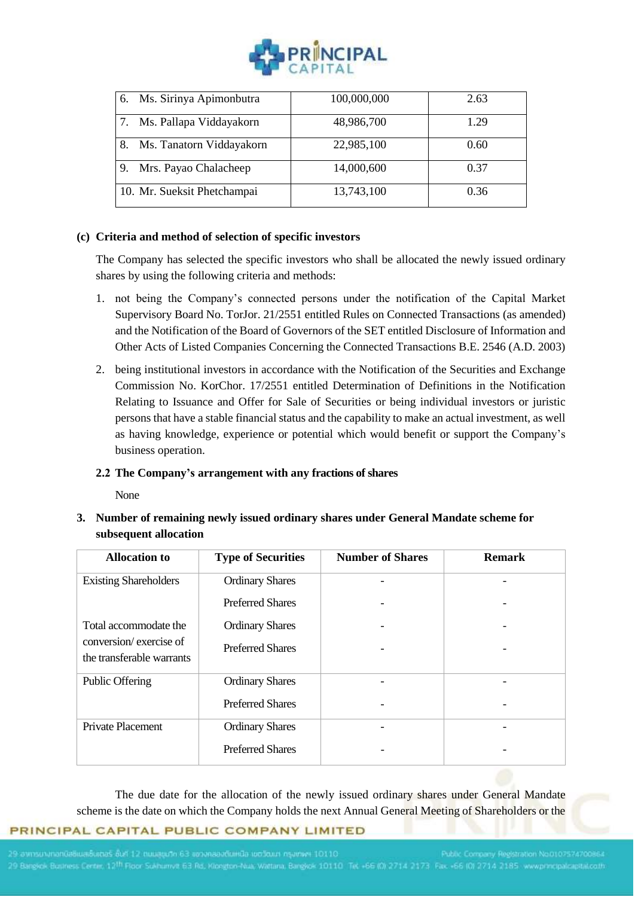| 6. Ms. Sirinya Apimonbutra | 100,000,000 | 2.63 |
|---|---|---|
| 7. Ms. Pallapa Viddayakorn | 48,986,700 | 1.29 |
| 8. Ms. Tanatorn Viddayakorn | 22,985,100 | 0.60 |
| 9. Mrs. Payao Chalacheep | 14,000,600 | 0.37 |
| 10. Mr. Sueksit Phetchampai | 13,743,100 | 0.36 |

**(c) Criteria and method of selection of specific investors**

The Company has selected the specific investors who shall be allocated the newly issued ordinary shares by using the following criteria and methods:

1. not being the Company's connected persons under the notification of the Capital Market Supervisory Board No. TorJor. 21/2551 entitled Rules on Connected Transactions (as amended) and the Notification of the Board of Governors of the SET entitled Disclosure of Information and Other Acts of Listed Companies Concerning the Connected Transactions B.E. 2546 (A.D. 2003)
2. being institutional investors in accordance with the Notification of the Securities and Exchange Commission No. KorChor. 17/2551 entitled Determination of Definitions in the Notification Relating to Issuance and Offer for Sale of Securities or being individual investors or juristic persons that have a stable financial status and the capability to make an actual investment, as well as having knowledge, experience or potential which would benefit or support the Company's business operation.

**2.2 The Company's arrangement with any fractions of shares**

None

**3. Number of remaining newly issued ordinary shares under General Mandate scheme for subsequent allocation**

| Allocation to | Type of Securities | Number of Shares | Remark |
|---|---|---|---|
| Existing Shareholders | Ordinary Shares | - | - |
| | Preferred Shares | - | - |
| Total accommodate the conversion/ exercise of the transferable warrants | Ordinary Shares | - | - |
| | Preferred Shares | - | - |
| Public Offering | Ordinary Shares | - | - |
| | Preferred Shares | - | - |
| Private Placement | Ordinary Shares | - | - |
| | Preferred Shares | - | - |

The due date for the allocation of the newly issued ordinary shares under General Mandate scheme is the date on which the Company holds the next Annual General Meeting of Shareholders or the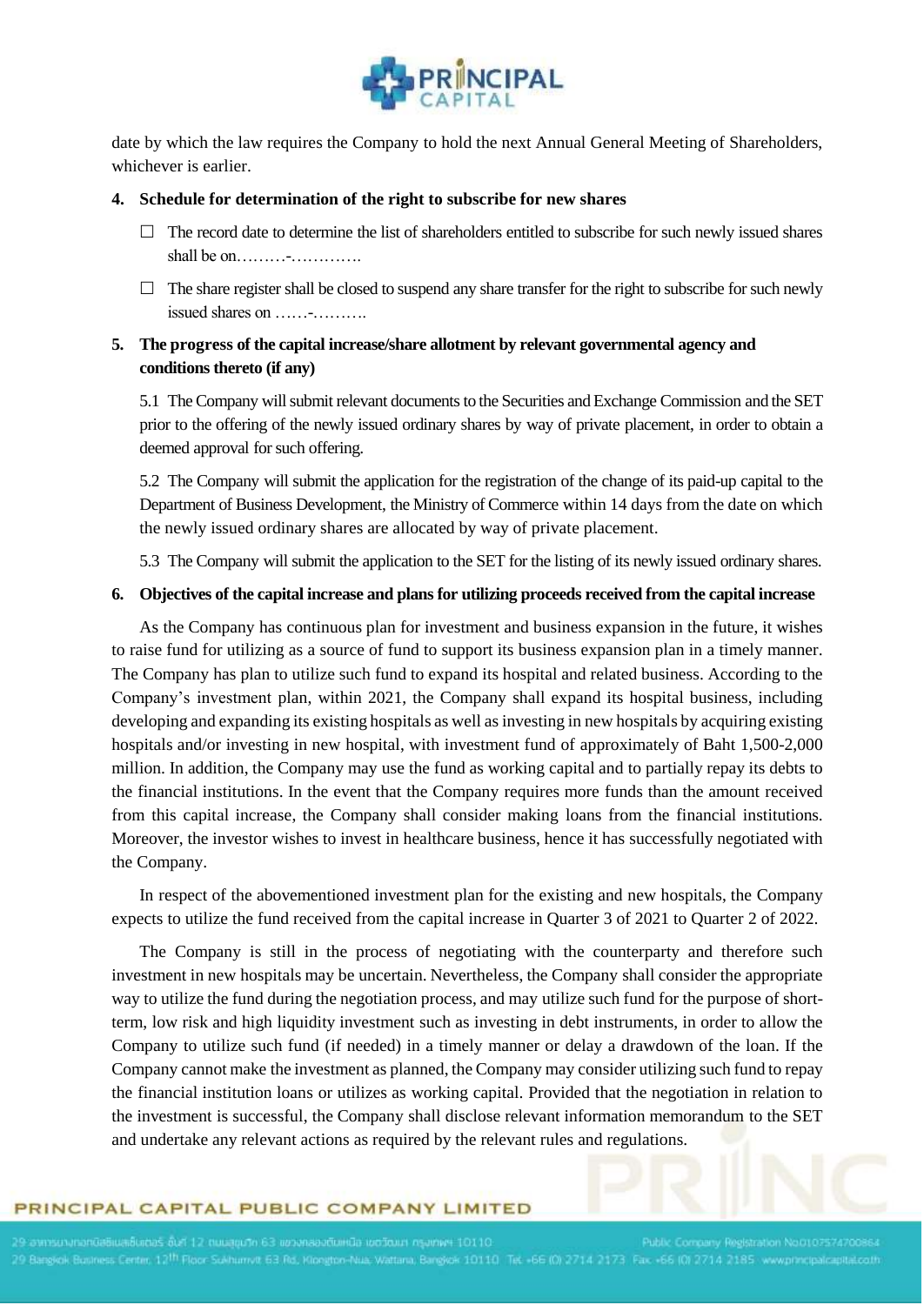date by which the law requires the Company to hold the next Annual General Meeting of Shareholders, whichever is earlier.

**4. Schedule for determination of the right to subscribe for new shares**

☐ The record date to determine the list of shareholders entitled to subscribe for such newly issued shares shall be on………-………….

☐ The share register shall be closed to suspend any share transfer for the right to subscribe for such newly issued shares on ……-……….

**5. The progress of the capital increase/share allotment by relevant governmental agency and conditions thereto (if any)**

5.1 The Company will submit relevant documents to the Securities and Exchange Commission and the SET prior to the offering of the newly issued ordinary shares by way of private placement, in order to obtain a deemed approval for such offering.

5.2 The Company will submit the application for the registration of the change of its paid-up capital to the Department of Business Development, the Ministry of Commerce within 14 days from the date on which the newly issued ordinary shares are allocated by way of private placement.

5.3 The Company will submit the application to the SET for the listing of its newly issued ordinary shares.

**6. Objectives of the capital increase and plans for utilizing proceeds received from the capital increase**

As the Company has continuous plan for investment and business expansion in the future, it wishes to raise fund for utilizing as a source of fund to support its business expansion plan in a timely manner. The Company has plan to utilize such fund to expand its hospital and related business. According to the Company's investment plan, within 2021, the Company shall expand its hospital business, including developing and expanding its existing hospitals as well as investing in new hospitals by acquiring existing hospitals and/or investing in new hospital, with investment fund of approximately of Baht 1,500-2,000 million. In addition, the Company may use the fund as working capital and to partially repay its debts to the financial institutions. In the event that the Company requires more funds than the amount received from this capital increase, the Company shall consider making loans from the financial institutions. Moreover, the investor wishes to invest in healthcare business, hence it has successfully negotiated with the Company.

In respect of the abovementioned investment plan for the existing and new hospitals, the Company expects to utilize the fund received from the capital increase in Quarter 3 of 2021 to Quarter 2 of 2022.

The Company is still in the process of negotiating with the counterparty and therefore such investment in new hospitals may be uncertain. Nevertheless, the Company shall consider the appropriate way to utilize the fund during the negotiation process, and may utilize such fund for the purpose of short-term, low risk and high liquidity investment such as investing in debt instruments, in order to allow the Company to utilize such fund (if needed) in a timely manner or delay a drawdown of the loan. If the Company cannot make the investment as planned, the Company may consider utilizing such fund to repay the financial institution loans or utilizes as working capital. Provided that the negotiation in relation to the investment is successful, the Company shall disclose relevant information memorandum to the SET and undertake any relevant actions as required by the relevant rules and regulations.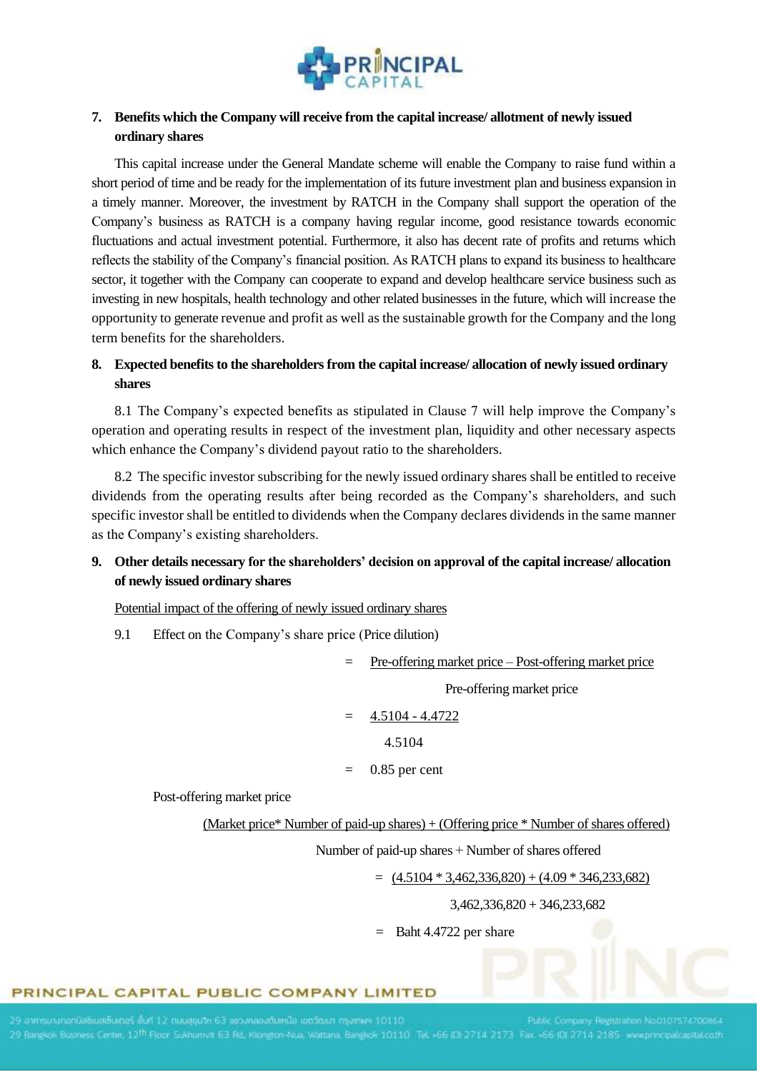**7. Benefits which the Company will receive from the capital increase/ allotment of newly issued ordinary shares**

This capital increase under the General Mandate scheme will enable the Company to raise fund within a short period of time and be ready for the implementation of its future investment plan and business expansion in a timely manner. Moreover, the investment by RATCH in the Company shall support the operation of the Company's business as RATCH is a company having regular income, good resistance towards economic fluctuations and actual investment potential. Furthermore, it also has decent rate of profits and returns which reflects the stability of the Company's financial position. As RATCH plans to expand its business to healthcare sector, it together with the Company can cooperate to expand and develop healthcare service business such as investing in new hospitals, health technology and other related businesses in the future, which will increase the opportunity to generate revenue and profit as well as the sustainable growth for the Company and the long term benefits for the shareholders.

**8. Expected benefits to the shareholders from the capital increase/ allocation of newly issued ordinary shares**

8.1 The Company's expected benefits as stipulated in Clause 7 will help improve the Company's operation and operating results in respect of the investment plan, liquidity and other necessary aspects which enhance the Company's dividend payout ratio to the shareholders.

8.2 The specific investor subscribing for the newly issued ordinary shares shall be entitled to receive dividends from the operating results after being recorded as the Company's shareholders, and such specific investor shall be entitled to dividends when the Company declares dividends in the same manner as the Company's existing shareholders.

**9. Other details necessary for the shareholders' decision on approval of the capital increase/ allocation of newly issued ordinary shares**

Potential impact of the offering of newly issued ordinary shares

9.1 Effect on the Company's share price (Price dilution)

$$= \frac{\text{Pre-offering market price} - \text{Post-offering market price}}{\text{Pre-offering market price}}$$

$$= \frac{4.5104 - 4.4722}{4.5104}$$

$$= 0.85 \text{ per cent}$$

Post-offering market price

$$\frac{(\text{Market price} * \text{Number of paid-up shares}) + (\text{Offering price} * \text{Number of shares offered})}{\text{Number of paid-up shares} + \text{Number of shares offered}}$$

$$= \frac{(4.5104 * 3{,}462{,}336{,}820) + (4.09 * 346{,}233{,}682)}{3{,}462{,}336{,}820 + 346{,}233{,}682}$$

$$= \text{Baht } 4.4722 \text{ per share}$$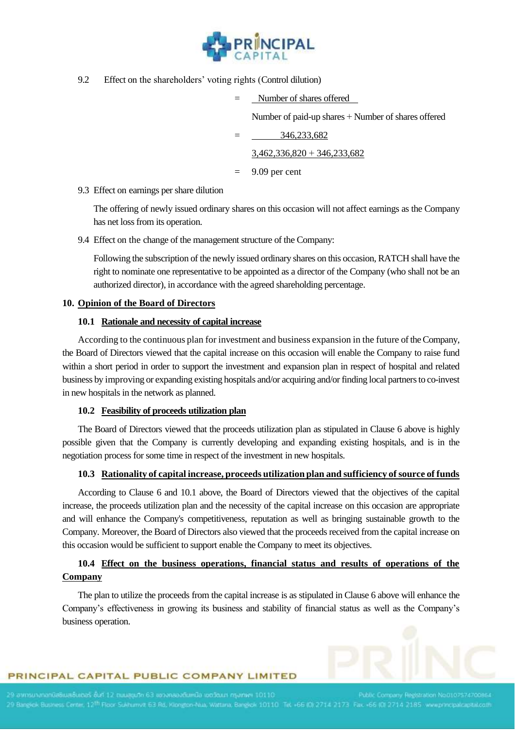9.2 Effect on the shareholders' voting rights (Control dilution)

$$= \frac{\text{Number of shares offered}}{\text{Number of paid-up shares} + \text{Number of shares offered}}$$

$$= \frac{346,233,682}{3,462,336,820 + 346,233,682}$$

$$= 9.09 \text{ per cent}$$

9.3 Effect on earnings per share dilution

The offering of newly issued ordinary shares on this occasion will not affect earnings as the Company has net loss from its operation.

9.4 Effect on the change of the management structure of the Company:

Following the subscription of the newly issued ordinary shares on this occasion, RATCH shall have the right to nominate one representative to be appointed as a director of the Company (who shall not be an authorized director), in accordance with the agreed shareholding percentage.

## 10. Opinion of the Board of Directors

### 10.1 Rationale and necessity of capital increase

According to the continuous plan for investment and business expansion in the future of the Company, the Board of Directors viewed that the capital increase on this occasion will enable the Company to raise fund within a short period in order to support the investment and expansion plan in respect of hospital and related business by improving or expanding existing hospitals and/or acquiring and/or finding local partners to co-invest in new hospitals in the network as planned.

### 10.2 Feasibility of proceeds utilization plan

The Board of Directors viewed that the proceeds utilization plan as stipulated in Clause 6 above is highly possible given that the Company is currently developing and expanding existing hospitals, and is in the negotiation process for some time in respect of the investment in new hospitals.

### 10.3 Rationality of capital increase, proceeds utilization plan and sufficiency of source of funds

According to Clause 6 and 10.1 above, the Board of Directors viewed that the objectives of the capital increase, the proceeds utilization plan and the necessity of the capital increase on this occasion are appropriate and will enhance the Company's competitiveness, reputation as well as bringing sustainable growth to the Company. Moreover, the Board of Directors also viewed that the proceeds received from the capital increase on this occasion would be sufficient to support enable the Company to meet its objectives.

### 10.4 Effect on the business operations, financial status and results of operations of the Company

The plan to utilize the proceeds from the capital increase is as stipulated in Clause 6 above will enhance the Company's effectiveness in growing its business and stability of financial status as well as the Company's business operation.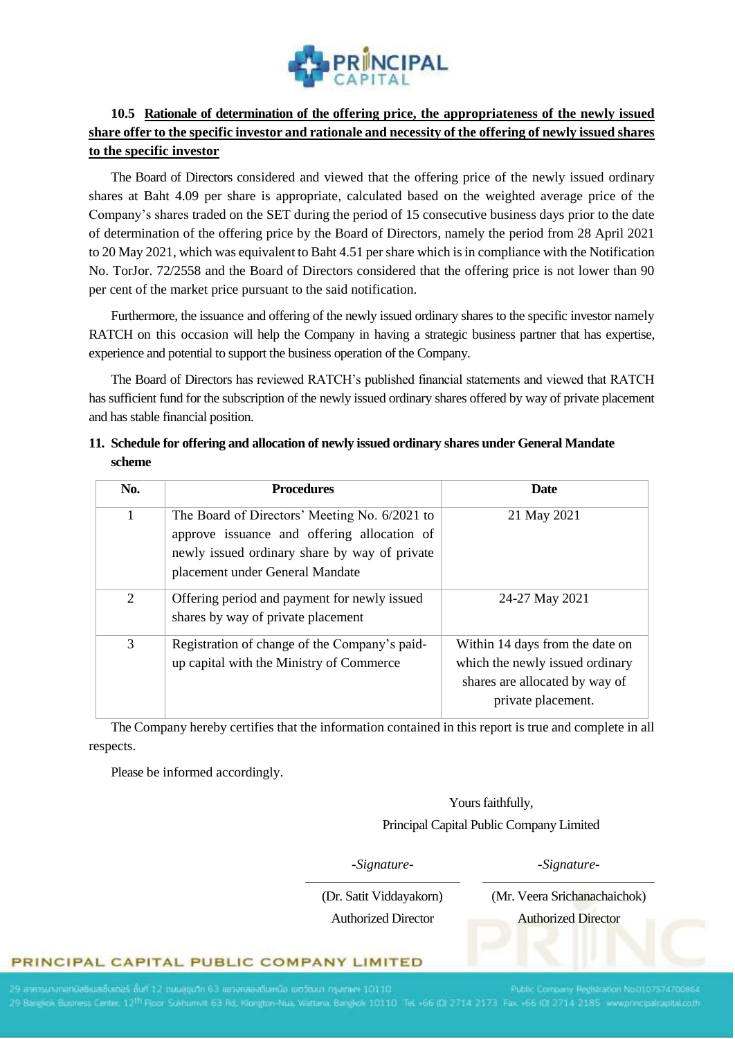**10.5 Rationale of determination of the offering price, the appropriateness of the newly issued share offer to the specific investor and rationale and necessity of the offering of newly issued shares to the specific investor**

The Board of Directors considered and viewed that the offering price of the newly issued ordinary shares at Baht 4.09 per share is appropriate, calculated based on the weighted average price of the Company's shares traded on the SET during the period of 15 consecutive business days prior to the date of determination of the offering price by the Board of Directors, namely the period from 28 April 2021 to 20 May 2021, which was equivalent to Baht 4.51 per share which is in compliance with the Notification No. TorJor. 72/2558 and the Board of Directors considered that the offering price is not lower than 90 per cent of the market price pursuant to the said notification.

Furthermore, the issuance and offering of the newly issued ordinary shares to the specific investor namely RATCH on this occasion will help the Company in having a strategic business partner that has expertise, experience and potential to support the business operation of the Company.

The Board of Directors has reviewed RATCH's published financial statements and viewed that RATCH has sufficient fund for the subscription of the newly issued ordinary shares offered by way of private placement and has stable financial position.

**11. Schedule for offering and allocation of newly issued ordinary shares under General Mandate scheme**

| No. | Procedures | Date |
|---|---|---|
| 1 | The Board of Directors' Meeting No. 6/2021 to approve issuance and offering allocation of newly issued ordinary share by way of private placement under General Mandate | 21 May 2021 |
| 2 | Offering period and payment for newly issued shares by way of private placement | 24-27 May 2021 |
| 3 | Registration of change of the Company's paid-up capital with the Ministry of Commerce | Within 14 days from the date on which the newly issued ordinary shares are allocated by way of private placement. |

The Company hereby certifies that the information contained in this report is true and complete in all respects.

Please be informed accordingly.

Yours faithfully,

Principal Capital Public Company Limited

| -Signature- | -Signature- |
|---|---|
| (Dr. Satit Viddayakorn) | (Mr. Veera Srichanachaichok) |
| Authorized Director | Authorized Director |